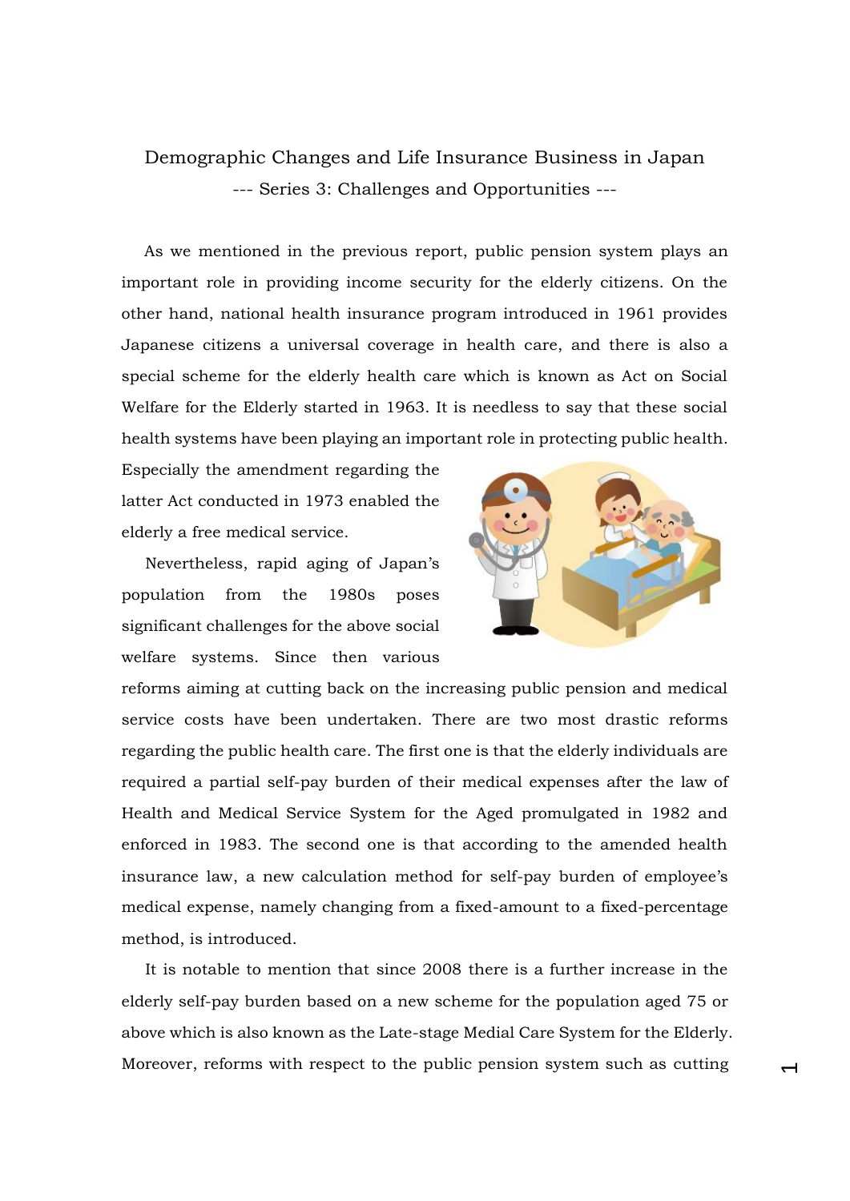# Demographic Changes and Life Insurance Business in Japan

## --- Series 3: Challenges and Opportunities ---

As we mentioned in the previous report, public pension system plays an important role in providing income security for the elderly citizens. On the other hand, national health insurance program introduced in 1961 provides Japanese citizens a universal coverage in health care, and there is also a special scheme for the elderly health care which is known as Act on Social Welfare for the Elderly started in 1963. It is needless to say that these social health systems have been playing an important role in protecting public health. Especially the amendment regarding the latter Act conducted in 1973 enabled the elderly a free medical service.

Nevertheless, rapid aging of Japan's population from the 1980s poses significant challenges for the above social welfare systems. Since then various reforms aiming at cutting back on the increasing public pension and medical service costs have been undertaken. There are two most drastic reforms regarding the public health care. The first one is that the elderly individuals are required a partial self-pay burden of their medical expenses after the law of Health and Medical Service System for the Aged promulgated in 1982 and enforced in 1983. The second one is that according to the amended health insurance law, a new calculation method for self-pay burden of employee's medical expense, namely changing from a fixed-amount to a fixed-percentage method, is introduced.

It is notable to mention that since 2008 there is a further increase in the elderly self-pay burden based on a new scheme for the population aged 75 or above which is also known as the Late-stage Medial Care System for the Elderly. Moreover, reforms with respect to the public pension system such as cutting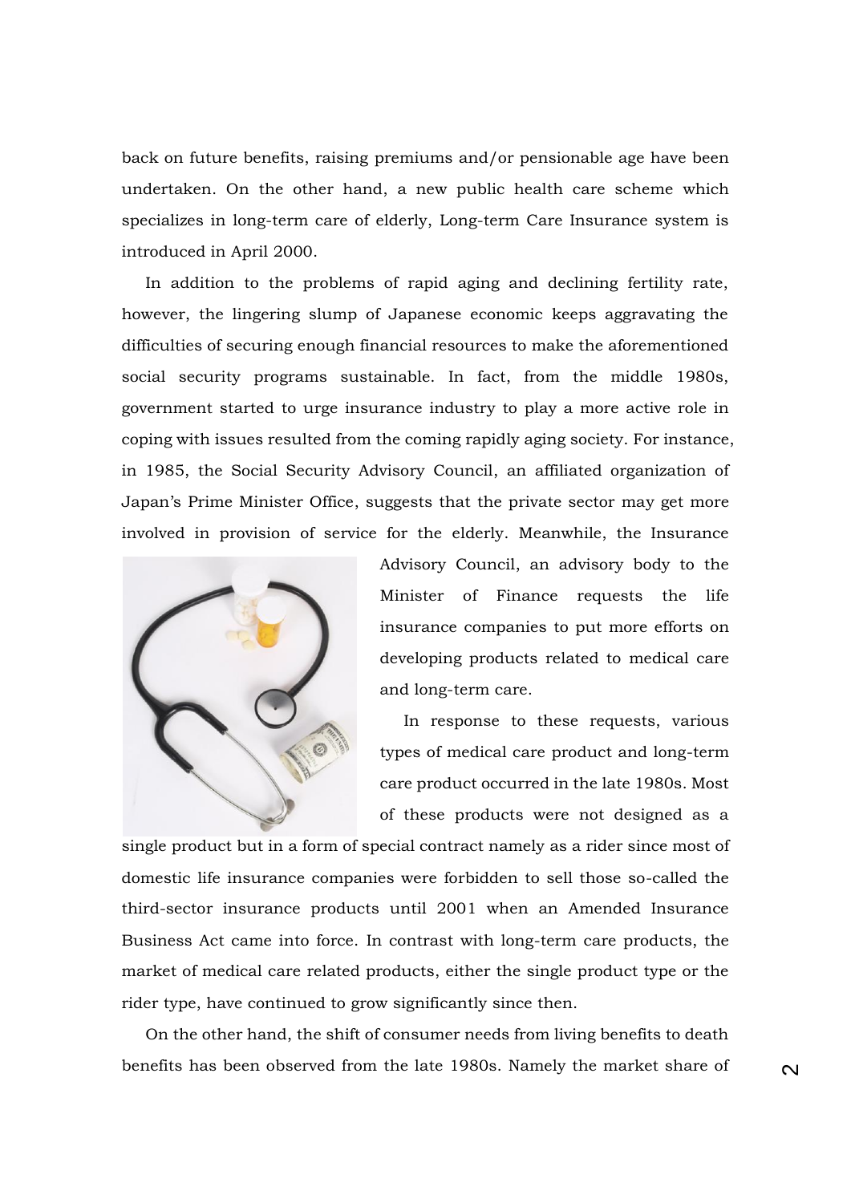back on future benefits, raising premiums and/or pensionable age have been undertaken. On the other hand, a new public health care scheme which specializes in long-term care of elderly, Long-term Care Insurance system is introduced in April 2000.

In addition to the problems of rapid aging and declining fertility rate, however, the lingering slump of Japanese economic keeps aggravating the difficulties of securing enough financial resources to make the aforementioned social security programs sustainable. In fact, from the middle 1980s, government started to urge insurance industry to play a more active role in coping with issues resulted from the coming rapidly aging society. For instance, in 1985, the Social Security Advisory Council, an affiliated organization of Japan's Prime Minister Office, suggests that the private sector may get more involved in provision of service for the elderly. Meanwhile, the Insurance Advisory Council, an advisory body to the Minister of Finance requests the life insurance companies to put more efforts on developing products related to medical care and long-term care.

In response to these requests, various types of medical care product and long-term care product occurred in the late 1980s. Most of these products were not designed as a single product but in a form of special contract namely as a rider since most of domestic life insurance companies were forbidden to sell those so-called the third-sector insurance products until 2001 when an Amended Insurance Business Act came into force. In contrast with long-term care products, the market of medical care related products, either the single product type or the rider type, have continued to grow significantly since then.

On the other hand, the shift of consumer needs from living benefits to death benefits has been observed from the late 1980s. Namely the market share of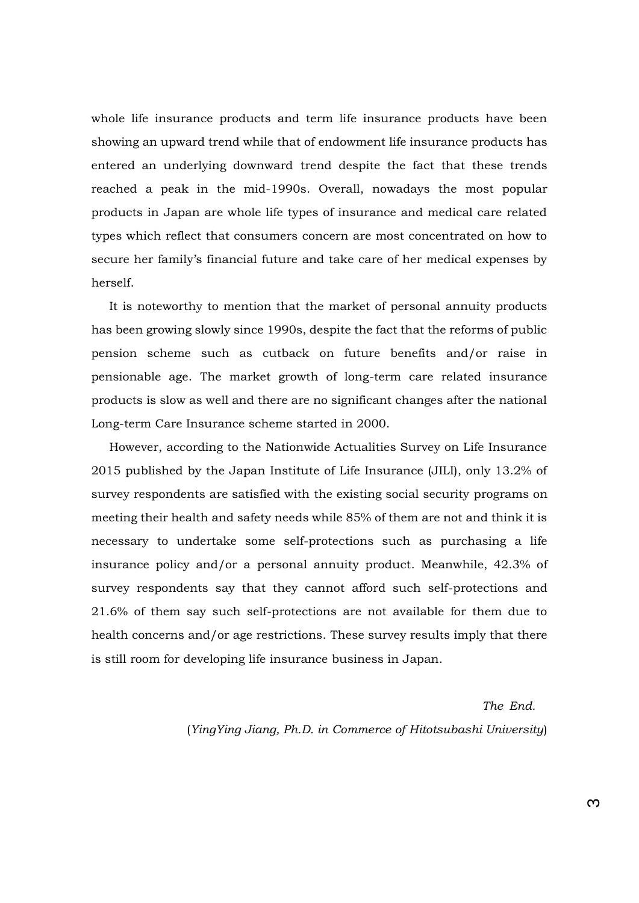whole life insurance products and term life insurance products have been showing an upward trend while that of endowment life insurance products has entered an underlying downward trend despite the fact that these trends reached a peak in the mid-1990s. Overall, nowadays the most popular products in Japan are whole life types of insurance and medical care related types which reflect that consumers concern are most concentrated on how to secure her family's financial future and take care of her medical expenses by herself.

It is noteworthy to mention that the market of personal annuity products has been growing slowly since 1990s, despite the fact that the reforms of public pension scheme such as cutback on future benefits and/or raise in pensionable age. The market growth of long-term care related insurance products is slow as well and there are no significant changes after the national Long-term Care Insurance scheme started in 2000.

However, according to the Nationwide Actualities Survey on Life Insurance 2015 published by the Japan Institute of Life Insurance (JILI), only 13.2% of survey respondents are satisfied with the existing social security programs on meeting their health and safety needs while 85% of them are not and think it is necessary to undertake some self-protections such as purchasing a life insurance policy and/or a personal annuity product. Meanwhile, 42.3% of survey respondents say that they cannot afford such self-protections and 21.6% of them say such self-protections are not available for them due to health concerns and/or age restrictions. These survey results imply that there is still room for developing life insurance business in Japan.

*The End.*

(*YingYing Jiang, Ph.D. in Commerce of Hitotsubashi University*)